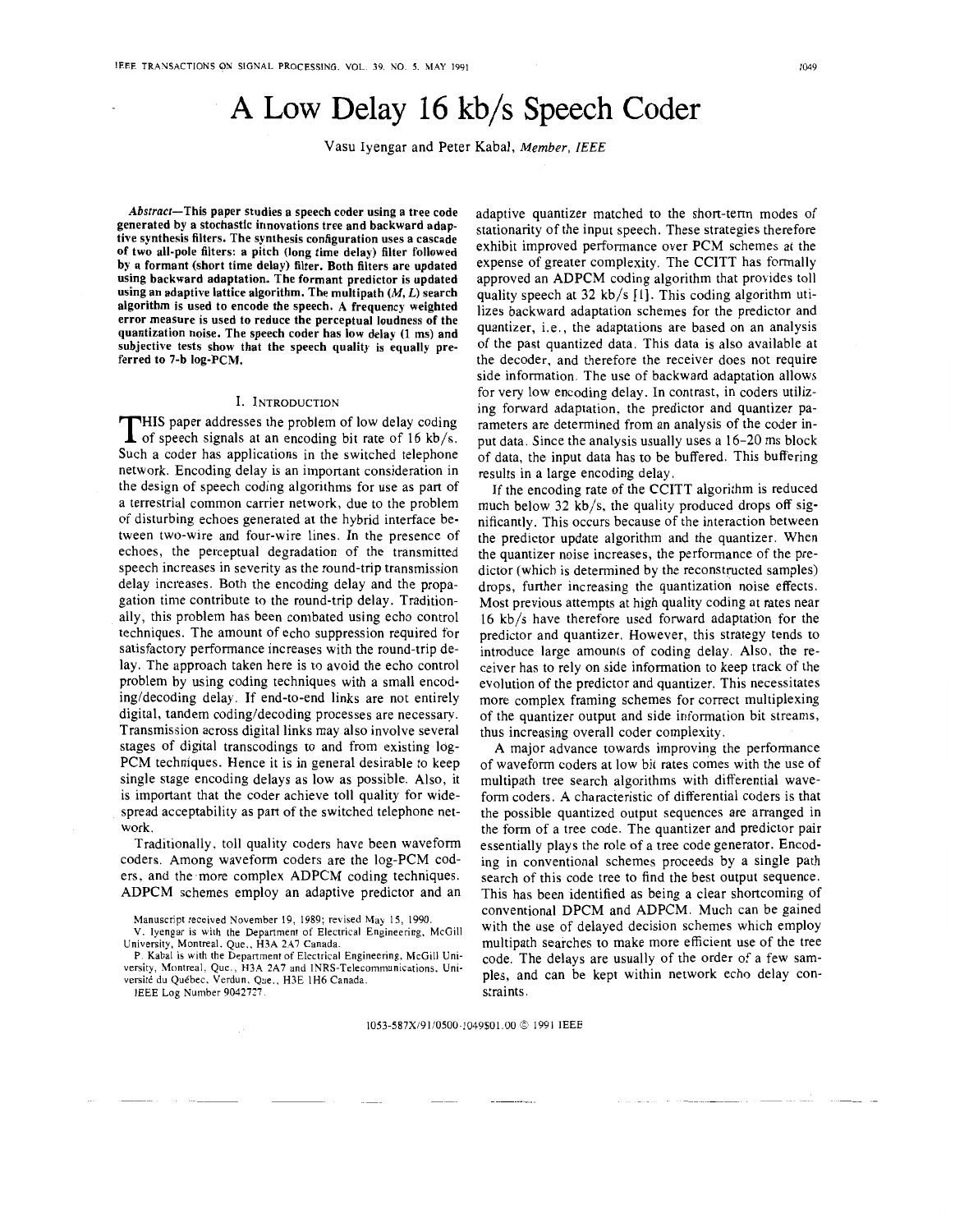# A Low Delay 16 kb/s Speech Coder

Vasu Iyengar and Peter Kabal, *Member, IEEE*

***Abstract*—This paper studies a speech coder using a tree code generated by a stochastic innovations tree and backward adaptive synthesis filters. The synthesis configuration uses a cascade of two all-pole filters: a pitch (long time delay) filter followed by a formant (short time delay) filter. Both filters are updated using backward adaptation. The formant predictor is updated using an adaptive lattice algorithm. The multipath ($M$, $L$) search algorithm is used to encode the speech. A frequency weighted error measure is used to reduce the perceptual loudness of the quantization noise. The speech coder has low delay (1 ms) and subjective tests show that the speech quality is equally preferred to 7-b log-PCM.**

## I. Introduction

This paper addresses the problem of low delay coding of speech signals at an encoding bit rate of 16 kb/s. Such a coder has applications in the switched telephone network. Encoding delay is an important consideration in the design of speech coding algorithms for use as part of a terrestrial common carrier network, due to the problem of disturbing echoes generated at the hybrid interface between two-wire and four-wire lines. In the presence of echoes, the perceptual degradation of the transmitted speech increases in severity as the round-trip transmission delay increases. Both the encoding delay and the propagation time contribute to the round-trip delay. Traditionally, this problem has been combated using echo control techniques. The amount of echo suppression required for satisfactory performance increases with the round-trip delay. The approach taken here is to avoid the echo control problem by using coding techniques with a small encoding/decoding delay. If end-to-end links are not entirely digital, tandem coding/decoding processes are necessary. Transmission across digital links may also involve several stages of digital transcodings to and from existing log-PCM techniques. Hence it is in general desirable to keep single stage encoding delays as low as possible. Also, it is important that the coder achieve toll quality for widespread acceptability as part of the switched telephone network.

Traditionally, toll quality coders have been waveform coders. Among waveform coders are the log-PCM coders, and the more complex ADPCM coding techniques. ADPCM schemes employ an adaptive predictor and an adaptive quantizer matched to the short-term modes of stationarity of the input speech. These strategies therefore exhibit improved performance over PCM schemes at the expense of greater complexity. The CCITT has formally approved an ADPCM coding algorithm that provides toll quality speech at 32 kb/s [1]. This coding algorithm utilizes backward adaptation schemes for the predictor and quantizer, i.e., the adaptations are based on an analysis of the past quantized data. This data is also available at the decoder, and therefore the receiver does not require side information. The use of backward adaptation allows for very low encoding delay. In contrast, in coders utilizing forward adaptation, the predictor and quantizer parameters are determined from an analysis of the coder input data. Since the analysis usually uses a 16–20 ms block of data, the input data has to be buffered. This buffering results in a large encoding delay.

If the encoding rate of the CCITT algorithm is reduced much below 32 kb/s, the quality produced drops off significantly. This occurs because of the interaction between the predictor update algorithm and the quantizer. When the quantizer noise increases, the performance of the predictor (which is determined by the reconstructed samples) drops, further increasing the quantization noise effects. Most previous attempts at high quality coding at rates near 16 kb/s have therefore used forward adaptation for the predictor and quantizer. However, this strategy tends to introduce large amounts of coding delay. Also, the receiver has to rely on side information to keep track of the evolution of the predictor and quantizer. This necessitates more complex framing schemes for correct multiplexing of the quantizer output and side information bit streams, thus increasing overall coder complexity.

A major advance towards improving the performance of waveform coders at low bit rates comes with the use of multipath tree search algorithms with differential waveform coders. A characteristic of differential coders is that the possible quantized output sequences are arranged in the form of a tree code. The quantizer and predictor pair essentially plays the role of a tree code generator. Encoding in conventional schemes proceeds by a single path search of this code tree to find the best output sequence. This has been identified as being a clear shortcoming of conventional DPCM and ADPCM. Much can be gained with the use of delayed decision schemes which employ multipath searches to make more efficient use of the tree code. The delays are usually of the order of a few samples, and can be kept within network echo delay constraints.

Manuscript received November 19, 1989; revised May 15, 1990.

V. Iyengar is with the Department of Electrical Engineering, McGill University, Montreal, Que., H3A 2A7 Canada.

P. Kabal is with the Department of Electrical Engineering, McGill University, Montreal, Que., H3A 2A7 and INRS-Telecommunications, Université du Québec, Verdun, Que., H3E 1H6 Canada.

IEEE Log Number 9042727.

1053-587X/91/0500-1049$01.00 © 1991 IEEE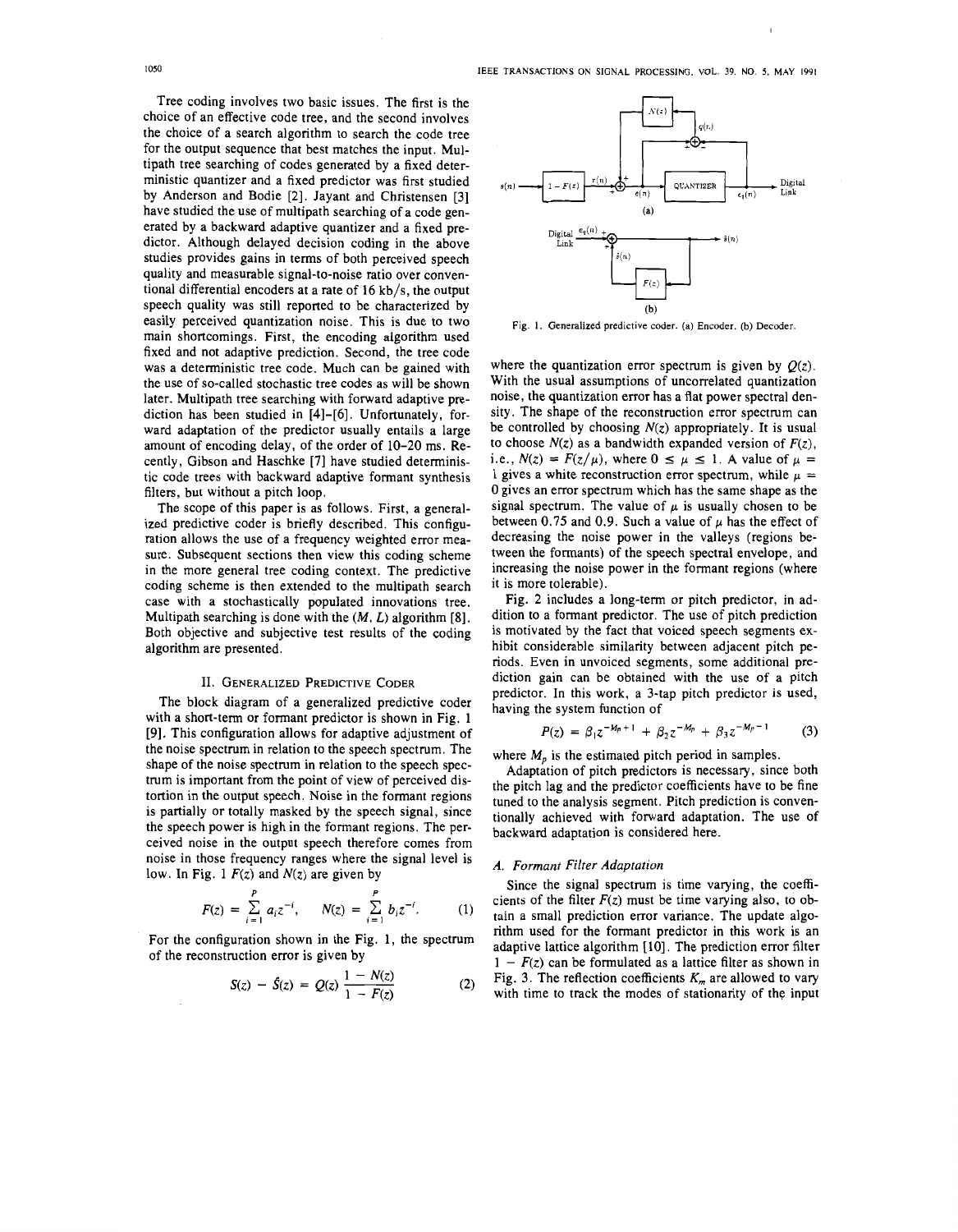Tree coding involves two basic issues. The first is the choice of an effective code tree, and the second involves the choice of a search algorithm to search the code tree for the output sequence that best matches the input. Multipath tree searching of codes generated by a fixed deterministic quantizer and a fixed predictor was first studied by Anderson and Bodie [2]. Jayant and Christensen [3] have studied the use of multipath searching of a code generated by a backward adaptive quantizer and a fixed predictor. Although delayed decision coding in the above studies provides gains in terms of both perceived speech quality and measurable signal-to-noise ratio over conventional differential encoders at a rate of 16 kb/s, the output speech quality was still reported to be characterized by easily perceived quantization noise. This is due to two main shortcomings. First, the encoding algorithm used fixed and not adaptive prediction. Second, the tree code was a deterministic tree code. Much can be gained with the use of so-called stochastic tree codes as will be shown later. Multipath tree searching with forward adaptive prediction has been studied in [4]–[6]. Unfortunately, forward adaptation of the predictor usually entails a large amount of encoding delay, of the order of 10–20 ms. Recently, Gibson and Haschke [7] have studied deterministic code trees with backward adaptive formant synthesis filters, but without a pitch loop.

The scope of this paper is as follows. First, a generalized predictive coder is briefly described. This configuration allows the use of a frequency weighted error measure. Subsequent sections then view this coding scheme in the more general tree coding context. The predictive coding scheme is then extended to the multipath search case with a stochastically populated innovations tree. Multipath searching is done with the $(M, L)$ algorithm [8]. Both objective and subjective test results of the coding algorithm are presented.

## II. Generalized Predictive Coder

The block diagram of a generalized predictive coder with a short-term or formant predictor is shown in Fig. 1 [9]. This configuration allows for adaptive adjustment of the noise spectrum in relation to the speech spectrum. The shape of the noise spectrum in relation to the speech spectrum is important from the point of view of perceived distortion in the output speech. Noise in the formant regions is partially or totally masked by the speech signal, since the speech power is high in the formant regions. The perceived noise in the output speech therefore comes from noise in those frequency ranges where the signal level is low. In Fig. 1 $F(z)$ and $N(z)$ are given by

$$F(z) = \sum_{i=1}^{P} a_i z^{-i}, \qquad N(z) = \sum_{i=1}^{P} b_i z^{-i}. \tag{1}$$

For the configuration shown in the Fig. 1, the spectrum of the reconstruction error is given by

$$S(z) - \hat{S}(z) = Q(z) \frac{1 - N(z)}{1 - F(z)} \tag{2}$$

Fig. 1. Generalized predictive coder. (a) Encoder. (b) Decoder.

where the quantization error spectrum is given by $Q(z)$. With the usual assumptions of uncorrelated quantization noise, the quantization error has a flat power spectral density. The shape of the reconstruction error spectrum can be controlled by choosing $N(z)$ appropriately. It is usual to choose $N(z)$ as a bandwidth expanded version of $F(z)$, i.e., $N(z) = F(z/\mu)$, where $0 \leq \mu \leq 1$. A value of $\mu = 1$ gives a white reconstruction error spectrum, while $\mu = 0$ gives an error spectrum which has the same shape as the signal spectrum. The value of $\mu$ is usually chosen to be between 0.75 and 0.9. Such a value of $\mu$ has the effect of decreasing the noise power in the valleys (regions between the formants) of the speech spectral envelope, and increasing the noise power in the formant regions (where it is more tolerable).

Fig. 2 includes a long-term or pitch predictor, in addition to a formant predictor. The use of pitch prediction is motivated by the fact that voiced speech segments exhibit considerable similarity between adjacent pitch periods. Even in unvoiced segments, some additional prediction gain can be obtained with the use of a pitch predictor. In this work, a 3-tap pitch predictor is used, having the system function of

$$P(z) = \beta_1 z^{-M_p + 1} + \beta_2 z^{-M_p} + \beta_3 z^{-M_p - 1} \tag{3}$$

where $M_p$ is the estimated pitch period in samples.

Adaptation of pitch predictors is necessary, since both the pitch lag and the predictor coefficients have to be fine tuned to the analysis segment. Pitch prediction is conventionally achieved with forward adaptation. The use of backward adaptation is considered here.

### A. Formant Filter Adaptation

Since the signal spectrum is time varying, the coefficients of the filter $F(z)$ must be time varying also, to obtain a small prediction error variance. The update algorithm used for the formant predictor in this work is an adaptive lattice algorithm [10]. The prediction error filter $1 - F(z)$ can be formulated as a lattice filter as shown in Fig. 3. The reflection coefficients $K_m$ are allowed to vary with time to track the modes of stationarity of the input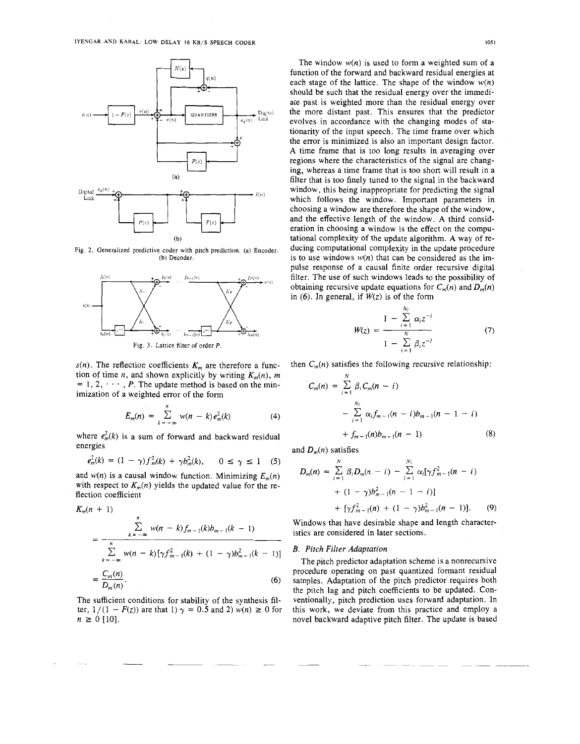Fig. 2. Generalized predictive coder with pitch prediction. (a) Encoder. (b) Decoder.

Fig. 3. Lattice filter of order P.

$s(n)$. The reflection coefficients $K_m$ are therefore a function of time $n$, and shown explicitly by writing $K_m(n)$, $m = 1, 2, \cdots, P$. The update method is based on the minimization of a weighted error of the form

$$E_m(n) = \sum_{k=-\infty}^{n} w(n-k)e_m^2(k) \tag{4}$$

where $e_m^2(k)$ is a sum of forward and backward residual energies

$$e_m^2(k) = (1-\gamma)f_m^2(k) + \gamma b_m^2(k), \quad 0 \le \gamma \le 1 \tag{5}$$

and $w(n)$ is a causal window function. Minimizing $E_m(n)$ with respect to $K_m(n)$ yields the updated value for the reflection coefficient

$$K_m(n+1) = \frac{\sum_{k=-\infty}^{n} w(n-k)f_{m-1}(k)b_{m-1}(k-1)}{\sum_{k=-\infty}^{n} w(n-k)[\gamma f_{m-1}^2(k) + (1-\gamma)b_{m-1}^2(k-1)]} = \frac{C_m(n)}{D_m(n)}. \tag{6}$$

The sufficient conditions for stability of the synthesis filter, $1/(1-F(z))$ are that 1) $\gamma = 0.5$ and 2) $w(n) \ge 0$ for $n \ge 0$ [10].

The window $w(n)$ is used to form a weighted sum of a function of the forward and backward residual energies at each stage of the lattice. The shape of the window $w(n)$ should be such that the residual energy over the immediate past is weighted more than the residual energy over the more distant past. This ensures that the predictor evolves in accordance with the changing modes of stationarity of the input speech. The time frame over which the error is minimized is also an important design factor. A time frame that is too long results in averaging over regions where the characteristics of the signal are changing, whereas a time frame that is too short will result in a filter that is too finely tuned to the signal in the backward window, this being inappropriate for predicting the signal which follows the window. Important parameters in choosing a window are therefore the shape of the window, and the effective length of the window. A third consideration in choosing a window is the effect on the computational complexity of the update algorithm. A way of reducing computational complexity in the update procedure is to use windows $w(n)$ that can be considered as the impulse response of a causal finite order recursive digital filter. The use of such windows leads to the possibility of obtaining recursive update equations for $C_m(n)$ and $D_m(n)$ in (6). In general, if $W(z)$ is of the form

$$W(z) = \frac{1 - \sum_{i=1}^{N_z} \alpha_i z^{-i}}{1 - \sum_{i=1}^{N} \beta_i z^{-i}} \tag{7}$$

then $C_m(n)$ satisfies the following recursive relationship:

$$C_m(n) = \sum_{i=1}^{N} \beta_i C_m(n-i) - \sum_{i=1}^{N_z} \alpha_i f_{m-1}(n-i)b_{m-1}(n-1-i) + f_{m-1}(n)b_{m-1}(n-1) \tag{8}$$

and $D_m(n)$ satisfies

$$D_m(n) = \sum_{i=1}^{N} \beta_i D_m(n-i) - \sum_{i=1}^{N_z} \alpha_i[\gamma f_{m-1}^2(n-i) + (1-\gamma)b_{m-1}^2(n-1-i)] + [\gamma f_{m-1}^2(n) + (1-\gamma)b_{m-1}^2(n-1)]. \tag{9}$$

Windows that have desirable shape and length characteristics are considered in later sections.

### B. Pitch Filter Adaptation

The pitch predictor adaptation scheme is a nonrecursive procedure operating on past quantized formant residual samples. Adaptation of the pitch predictor requires both the pitch lag and pitch coefficients to be updated. Conventionally, pitch prediction uses forward adaptation. In this work, we deviate from this practice and employ a novel backward adaptive pitch filter. The update is based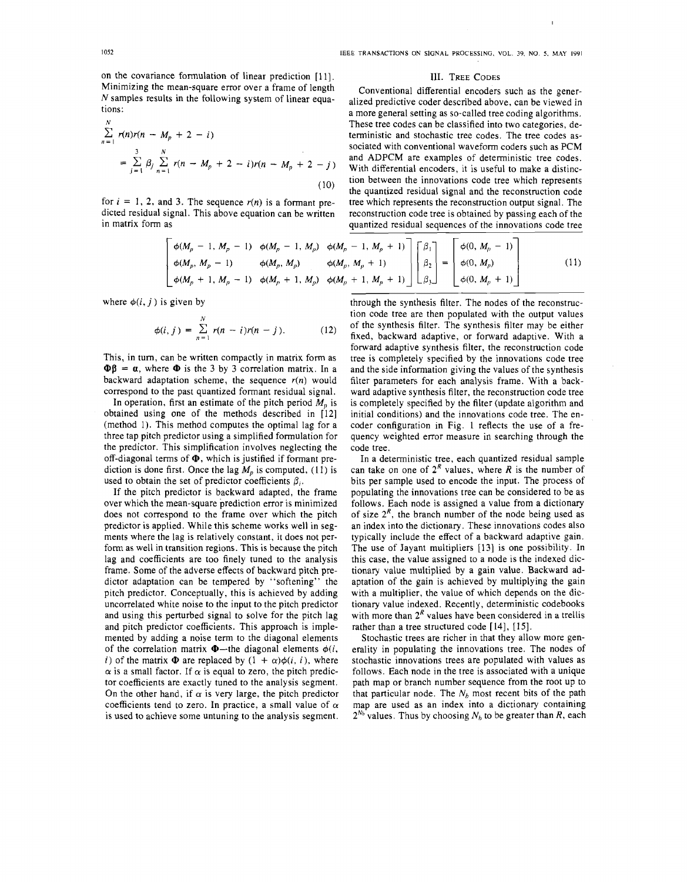on the covariance formulation of linear prediction [11]. Minimizing the mean-square error over a frame of length $N$ samples results in the following system of linear equations:

$$\sum_{n=1}^{N} r(n)r(n - M_p + 2 - i) = \sum_{j=1}^{3} \beta_j \sum_{n=1}^{N} r(n - M_p + 2 - i)r(n - M_p + 2 - j) \tag{10}$$

for $i = 1$, 2, and 3. The sequence $r(n)$ is a formant predicted residual signal. This above equation can be written in matrix form as

$$\begin{bmatrix} \phi(M_p - 1, M_p - 1) & \phi(M_p - 1, M_p) & \phi(M_p - 1, M_p + 1) \\ \phi(M_p, M_p - 1) & \phi(M_p, M_p) & \phi(M_p, M_p + 1) \\ \phi(M_p + 1, M_p - 1) & \phi(M_p + 1, M_p) & \phi(M_p + 1, M_p + 1) \end{bmatrix} \begin{bmatrix} \beta_1 \\ \beta_2 \\ \beta_3 \end{bmatrix} = \begin{bmatrix} \phi(0, M_p - 1) \\ \phi(0, M_p) \\ \phi(0, M_p + 1) \end{bmatrix} \tag{11}$$

where $\phi(i, j)$ is given by

$$\phi(i, j) = \sum_{n=1}^{N} r(n - i)r(n - j). \tag{12}$$

This, in turn, can be written compactly in matrix form as $\mathbf{\Phi\beta} = \boldsymbol{\alpha}$, where $\mathbf{\Phi}$ is the 3 by 3 correlation matrix. In a backward adaptation scheme, the sequence $r(n)$ would correspond to the past quantized formant residual signal.

In operation, first an estimate of the pitch period $M_p$ is obtained using one of the methods described in [12] (method 1). This method computes the optimal lag for a three tap pitch predictor using a simplified formulation for the predictor. This simplification involves neglecting the off-diagonal terms of $\mathbf{\Phi}$, which is justified if formant prediction is done first. Once the lag $M_p$ is computed, (11) is used to obtain the set of predictor coefficients $\beta_i$.

If the pitch predictor is backward adapted, the frame over which the mean-square prediction error is minimized does not correspond to the frame over which the pitch predictor is applied. While this scheme works well in segments where the lag is relatively constant, it does not perform as well in transition regions. This is because the pitch lag and coefficients are too finely tuned to the analysis frame. Some of the adverse effects of backward pitch predictor adaptation can be tempered by "softening" the pitch predictor. Conceptually, this is achieved by adding uncorrelated white noise to the input to the pitch predictor and using this perturbed signal to solve for the pitch lag and pitch predictor coefficients. This approach is implemented by adding a noise term to the diagonal elements of the correlation matrix $\mathbf{\Phi}$—the diagonal elements $\phi(i, i)$ of the matrix $\mathbf{\Phi}$ are replaced by $(1 + \alpha)\phi(i, i)$, where $\alpha$ is a small factor. If $\alpha$ is equal to zero, the pitch predictor coefficients are exactly tuned to the analysis segment. On the other hand, if $\alpha$ is very large, the pitch predictor coefficients tend to zero. In practice, a small value of $\alpha$ is used to achieve some untuning to the analysis segment.

## III. Tree Codes

Conventional differential encoders such as the generalized predictive coder described above, can be viewed in a more general setting as so-called tree coding algorithms. These tree codes can be classified into two categories, deterministic and stochastic tree codes. The tree codes associated with conventional waveform coders such as PCM and ADPCM are examples of deterministic tree codes. With differential encoders, it is useful to make a distinction between the innovations code tree which represents the quantized residual signal and the reconstruction code tree which represents the reconstruction output signal. The reconstruction code tree is obtained by passing each of the quantized residual sequences of the innovations code tree through the synthesis filter. The nodes of the reconstruction code tree are then populated with the output values of the synthesis filter. The synthesis filter may be either fixed, backward adaptive, or forward adaptive. With a forward adaptive synthesis filter, the reconstruction code tree is completely specified by the innovations code tree and the side information giving the values of the synthesis filter parameters for each analysis frame. With a backward adaptive synthesis filter, the reconstruction code tree is completely specified by the filter (update algorithm and initial conditions) and the innovations code tree. The encoder configuration in Fig. 1 reflects the use of a frequency weighted error measure in searching through the code tree.

In a deterministic tree, each quantized residual sample can take on one of $2^R$ values, where $R$ is the number of bits per sample used to encode the input. The process of populating the innovations tree can be considered to be as follows. Each node is assigned a value from a dictionary of size $2^R$, the branch number of the node being used as an index into the dictionary. These innovations codes also typically include the effect of a backward adaptive gain. The use of Jayant multipliers [13] is one possibility. In this case, the value assigned to a node is the indexed dictionary value multiplied by a gain value. Backward adaptation of the gain is achieved by multiplying the gain with a multiplier, the value of which depends on the dictionary value indexed. Recently, deterministic codebooks with more than $2^R$ values have been considered in a trellis rather than a tree structured code [14], [15].

Stochastic trees are richer in that they allow more generality in populating the innovations tree. The nodes of stochastic innovations trees are populated with values as follows. Each node in the tree is associated with a unique path map or branch number sequence from the root up to that particular node. The $N_b$ most recent bits of the path map are used as an index into a dictionary containing $2^{N_b}$ values. Thus by choosing $N_b$ to be greater than $R$, each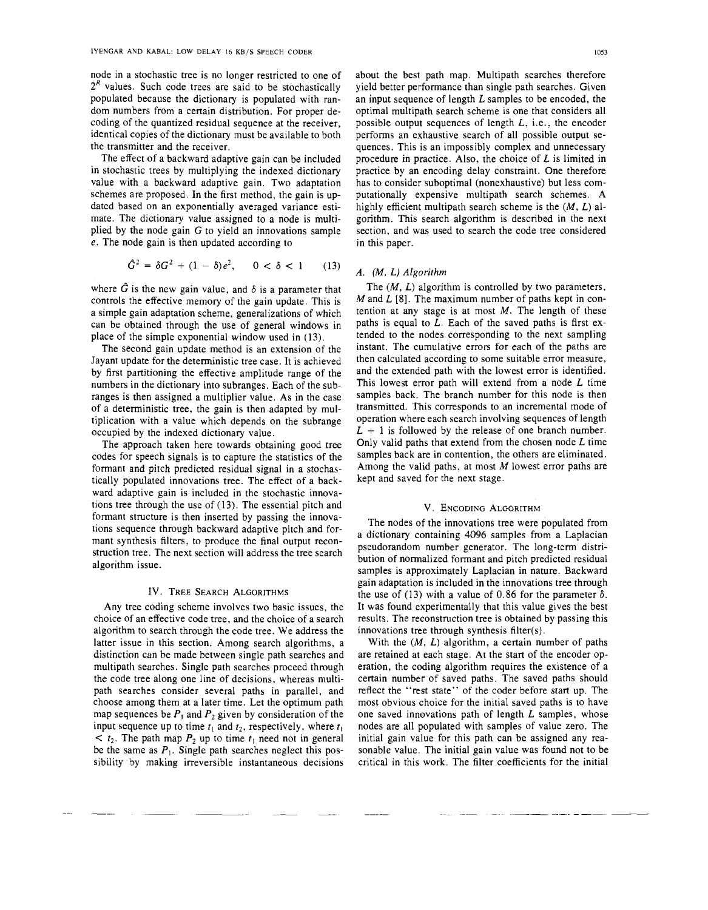node in a stochastic tree is no longer restricted to one of $2^R$ values. Such code trees are said to be stochastically populated because the dictionary is populated with random numbers from a certain distribution. For proper decoding of the quantized residual sequence at the receiver, identical copies of the dictionary must be available to both the transmitter and the receiver.

The effect of a backward adaptive gain can be included in stochastic trees by multiplying the indexed dictionary value with a backward adaptive gain. Two adaptation schemes are proposed. In the first method, the gain is updated based on an exponentially averaged variance estimate. The dictionary value assigned to a node is multiplied by the node gain $G$ to yield an innovations sample $e$. The node gain is then updated according to

$$\hat{G}^2 = \delta G^2 + (1 - \delta)e^2, \qquad 0 < \delta < 1 \tag{13}$$

where $\hat{G}$ is the new gain value, and $\delta$ is a parameter that controls the effective memory of the gain update. This is a simple gain adaptation scheme, generalizations of which can be obtained through the use of general windows in place of the simple exponential window used in (13).

The second gain update method is an extension of the Jayant update for the deterministic tree case. It is achieved by first partitioning the effective amplitude range of the numbers in the dictionary into subranges. Each of the subranges is then assigned a multiplier value. As in the case of a deterministic tree, the gain is then adapted by multiplication with a value which depends on the subrange occupied by the indexed dictionary value.

The approach taken here towards obtaining good tree codes for speech signals is to capture the statistics of the formant and pitch predicted residual signal in a stochastically populated innovations tree. The effect of a backward adaptive gain is included in the stochastic innovations tree through the use of (13). The essential pitch and formant structure is then inserted by passing the innovations sequence through backward adaptive pitch and formant synthesis filters, to produce the final output reconstruction tree. The next section will address the tree search algorithm issue.

## IV. Tree Search Algorithms

Any tree coding scheme involves two basic issues, the choice of an effective code tree, and the choice of a search algorithm to search through the code tree. We address the latter issue in this section. Among search algorithms, a distinction can be made between single path searches and multipath searches. Single path searches proceed through the code tree along one line of decisions, whereas multipath searches consider several paths in parallel, and choose among them at a later time. Let the optimum path map sequences be $P_1$ and $P_2$ given by consideration of the input sequence up to time $t_1$ and $t_2$, respectively, where $t_1 < t_2$. The path map $P_2$ up to time $t_1$ need not in general be the same as $P_1$. Single path searches neglect this possibility by making irreversible instantaneous decisions about the best path map. Multipath searches therefore yield better performance than single path searches. Given an input sequence of length $L$ samples to be encoded, the optimal multipath search scheme is one that considers all possible output sequences of length $L$, i.e., the encoder performs an exhaustive search of all possible output sequences. This is an impossibly complex and unnecessary procedure in practice. Also, the choice of $L$ is limited in practice by an encoding delay constraint. One therefore has to consider suboptimal (nonexhaustive) but less computationally expensive multipath search schemes. A highly efficient multipath search scheme is the $(M, L)$ algorithm. This search algorithm is described in the next section, and was used to search the code tree considered in this paper.

### A. $(M, L)$ Algorithm

The $(M, L)$ algorithm is controlled by two parameters, $M$ and $L$ [8]. The maximum number of paths kept in contention at any stage is at most $M$. The length of these paths is equal to $L$. Each of the saved paths is first extended to the nodes corresponding to the next sampling instant. The cumulative errors for each of the paths are then calculated according to some suitable error measure, and the extended path with the lowest error is identified. This lowest error path will extend from a node $L$ time samples back. The branch number for this node is then transmitted. This corresponds to an incremental mode of operation where each search involving sequences of length $L + 1$ is followed by the release of one branch number. Only valid paths that extend from the chosen node $L$ time samples back are in contention, the others are eliminated. Among the valid paths, at most $M$ lowest error paths are kept and saved for the next stage.

## V. Encoding Algorithm

The nodes of the innovations tree were populated from a dictionary containing 4096 samples from a Laplacian pseudorandom number generator. The long-term distribution of normalized formant and pitch predicted residual samples is approximately Laplacian in nature. Backward gain adaptation is included in the innovations tree through the use of (13) with a value of 0.86 for the parameter $\delta$. It was found experimentally that this value gives the best results. The reconstruction tree is obtained by passing this innovations tree through synthesis filter(s).

With the $(M, L)$ algorithm, a certain number of paths are retained at each stage. At the start of the encoder operation, the coding algorithm requires the existence of a certain number of saved paths. The saved paths should reflect the "rest state" of the coder before start up. The most obvious choice for the initial saved paths is to have one saved innovations path of length $L$ samples, whose nodes are all populated with samples of value zero. The initial gain value for this path can be assigned any reasonable value. The initial gain value was found not to be critical in this work. The filter coefficients for the initial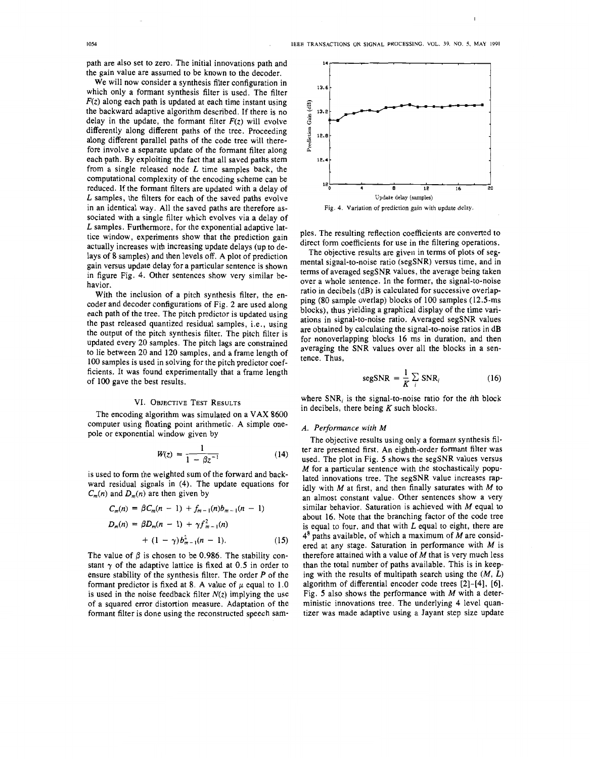path are also set to zero. The initial innovations path and the gain value are assumed to be known to the decoder.

We will now consider a synthesis filter configuration in which only a formant synthesis filter is used. The filter $F(z)$ along each path is updated at each time instant using the backward adaptive algorithm described. If there is no delay in the update, the formant filter $F(z)$ will evolve differently along different paths of the tree. Proceeding along different parallel paths of the code tree will therefore involve a separate update of the formant filter along each path. By exploiting the fact that all saved paths stem from a single released node $L$ time samples back, the computational complexity of the encoding scheme can be reduced. If the formant filters are updated with a delay of $L$ samples, the filters for each of the saved paths evolve in an identical way. All the saved paths are therefore associated with a single filter which evolves via a delay of $L$ samples. Furthermore, for the exponential adaptive lattice window, experiments show that the prediction gain actually increases with increasing update delays (up to delays of 8 samples) and then levels off. A plot of prediction gain versus update delay for a particular sentence is shown in figure Fig. 4. Other sentences show very similar behavior.

With the inclusion of a pitch synthesis filter, the encoder and decoder configurations of Fig. 2 are used along each path of the tree. The pitch predictor is updated using the past released quantized residual samples, i.e., using the output of the pitch synthesis filter. The pitch filter is updated every 20 samples. The pitch lags are constrained to lie between 20 and 120 samples, and a frame length of 100 samples is used in solving for the pitch predictor coefficients. It was found experimentally that a frame length of 100 gave the best results.

## VI. Objective Test Results

The encoding algorithm was simulated on a VAX 8600 computer using floating point arithmetic. A simple one-pole or exponential window given by

$$W(z) = \frac{1}{1 - \beta z^{-1}} \tag{14}$$

is used to form the weighted sum of the forward and backward residual signals in (4). The update equations for $C_m(n)$ and $D_m(n)$ are then given by

$$\begin{aligned} C_m(n) &= \beta C_m(n-1) + f_{m-1}(n) b_{m-1}(n-1) \\ D_m(n) &= \beta D_m(n-1) + \gamma f_{m-1}^2(n) \\ &\quad + (1-\gamma) b_{m-1}^2(n-1). \end{aligned} \tag{15}$$

The value of $\beta$ is chosen to be 0.986. The stability constant $\gamma$ of the adaptive lattice is fixed at 0.5 in order to ensure stability of the synthesis filter. The order $P$ of the formant predictor is fixed at 8. A value of $\mu$ equal to 1.0 is used in the noise feedback filter $N(z)$ implying the use of a squared error distortion measure. Adaptation of the formant filter is done using the reconstructed speech samples. The resulting reflection coefficients are converted to direct form coefficients for use in the filtering operations.

Fig. 4. Variation of prediction gain with update delay.

The objective results are given in terms of plots of segmental signal-to-noise ratio (segSNR) versus time, and in terms of averaged segSNR values, the average being taken over a whole sentence. In the former, the signal-to-noise ratio in decibels (dB) is calculated for successive overlapping (80 sample overlap) blocks of 100 samples (12.5-ms blocks), thus yielding a graphical display of the time variations in signal-to-noise ratio. Averaged segSNR values are obtained by calculating the signal-to-noise ratios in dB for nonoverlapping blocks 16 ms in duration, and then averaging the SNR values over all the blocks in a sentence. Thus,

$$\text{segSNR} = \frac{1}{K} \sum_i \text{SNR}_i \tag{16}$$

where $\text{SNR}_i$ is the signal-to-noise ratio for the $i$th block in decibels, there being $K$ such blocks.

### A. Performance with M

The objective results using only a formant synthesis filter are presented first. An eighth-order formant filter was used. The plot in Fig. 5 shows the segSNR values versus $M$ for a particular sentence with the stochastically populated innovations tree. The segSNR value increases rapidly with $M$ at first, and then finally saturates with $M$ to an almost constant value. Other sentences show a very similar behavior. Saturation is achieved with $M$ equal to about 16. Note that the branching factor of the code tree is equal to four, and that with $L$ equal to eight, there are $4^8$ paths available, of which a maximum of $M$ are considered at any stage. Saturation in performance with $M$ is therefore attained with a value of $M$ that is very much less than the total number of paths available. This is in keeping with the results of multipath search using the $(M, L)$ algorithm of differential encoder code trees [2]–[4], [6]. Fig. 5 also shows the performance with $M$ with a deterministic innovations tree. The underlying 4 level quantizer was made adaptive using a Jayant step size update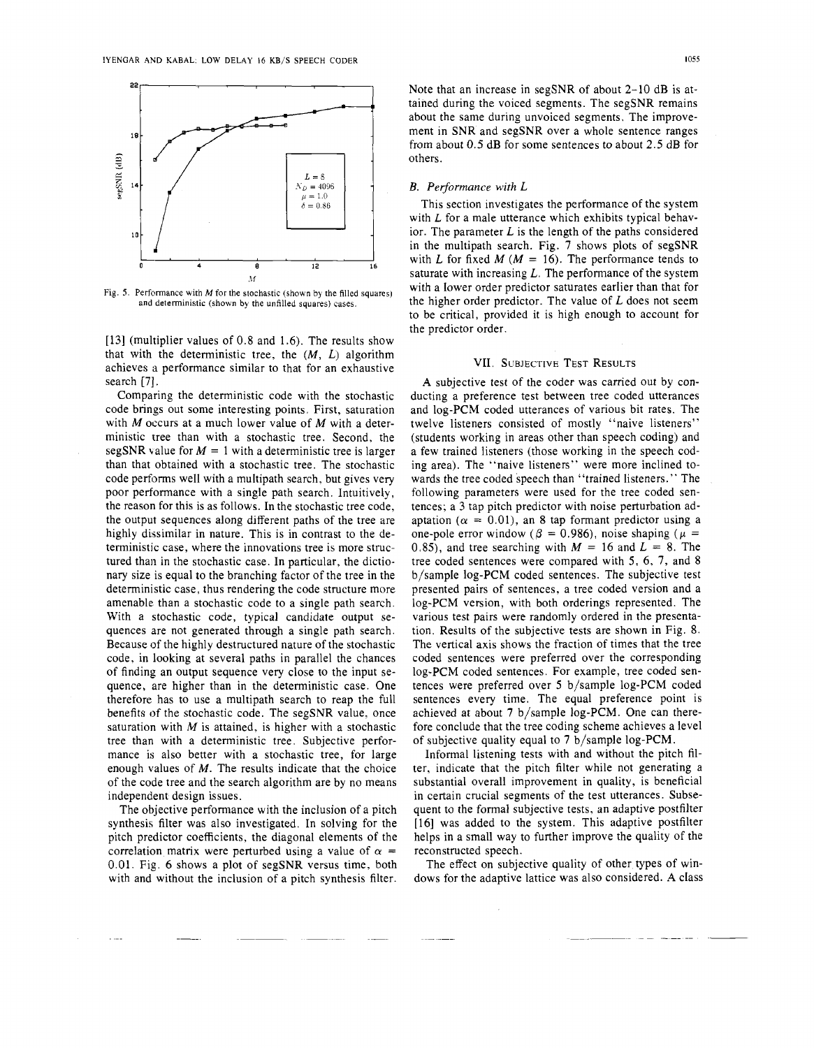Fig. 5. Performance with $M$ for the stochastic (shown by the filled squares) and deterministic (shown by the unfilled squares) cases.

[13] (multiplier values of 0.8 and 1.6). The results show that with the deterministic tree, the $(M, L)$ algorithm achieves a performance similar to that for an exhaustive search [7].

Comparing the deterministic code with the stochastic code brings out some interesting points. First, saturation with $M$ occurs at a much lower value of $M$ with a deterministic tree than with a stochastic tree. Second, the segSNR value for $M = 1$ with a deterministic tree is larger than that obtained with a stochastic tree. The stochastic code performs well with a multipath search, but gives very poor performance with a single path search. Intuitively, the reason for this is as follows. In the stochastic tree code, the output sequences along different paths of the tree are highly dissimilar in nature. This is in contrast to the deterministic case, where the innovations tree is more structured than in the stochastic case. In particular, the dictionary size is equal to the branching factor of the tree in the deterministic case, thus rendering the code structure more amenable than a stochastic code to a single path search. With a stochastic code, typical candidate output sequences are not generated through a single path search. Because of the highly destructured nature of the stochastic code, in looking at several paths in parallel the chances of finding an output sequence very close to the input sequence, are higher than in the deterministic case. One therefore has to use a multipath search to reap the full benefits of the stochastic code. The segSNR value, once saturation with $M$ is attained, is higher with a stochastic tree than with a deterministic tree. Subjective performance is also better with a stochastic tree, for large enough values of $M$. The results indicate that the choice of the code tree and the search algorithm are by no means independent design issues.

The objective performance with the inclusion of a pitch synthesis filter was also investigated. In solving for the pitch predictor coefficients, the diagonal elements of the correlation matrix were perturbed using a value of $\alpha = 0.01$. Fig. 6 shows a plot of segSNR versus time, both with and without the inclusion of a pitch synthesis filter. Note that an increase in segSNR of about 2–10 dB is attained during the voiced segments. The segSNR remains about the same during unvoiced segments. The improvement in SNR and segSNR over a whole sentence ranges from about 0.5 dB for some sentences to about 2.5 dB for others.

### B. Performance with $L$

This section investigates the performance of the system with $L$ for a male utterance which exhibits typical behavior. The parameter $L$ is the length of the paths considered in the multipath search. Fig. 7 shows plots of segSNR with $L$ for fixed $M$ ($M = 16$). The performance tends to saturate with increasing $L$. The performance of the system with a lower order predictor saturates earlier than that for the higher order predictor. The value of $L$ does not seem to be critical, provided it is high enough to account for the predictor order.

## VII. Subjective Test Results

A subjective test of the coder was carried out by conducting a preference test between tree coded utterances and log-PCM coded utterances of various bit rates. The twelve listeners consisted of mostly "naive listeners" (students working in areas other than speech coding) and a few trained listeners (those working in the speech coding area). The "naive listeners" were more inclined towards the tree coded speech than "trained listeners." The following parameters were used for the tree coded sentences; a 3 tap pitch predictor with noise perturbation adaptation ($\alpha = 0.01$), an 8 tap formant predictor using a one-pole error window ($\beta = 0.986$), noise shaping ($\mu = 0.85$), and tree searching with $M = 16$ and $L = 8$. The tree coded sentences were compared with 5, 6, 7, and 8 b/sample log-PCM coded sentences. The subjective test presented pairs of sentences, a tree coded version and a log-PCM version, with both orderings represented. The various test pairs were randomly ordered in the presentation. Results of the subjective tests are shown in Fig. 8. The vertical axis shows the fraction of times that the tree coded sentences were preferred over the corresponding log-PCM coded sentences. For example, tree coded sentences were preferred over 5 b/sample log-PCM coded sentences every time. The equal preference point is achieved at about 7 b/sample log-PCM. One can therefore conclude that the tree coding scheme achieves a level of subjective quality equal to 7 b/sample log-PCM.

Informal listening tests with and without the pitch filter, indicate that the pitch filter while not generating a substantial overall improvement in quality, is beneficial in certain crucial segments of the test utterances. Subsequent to the formal subjective tests, an adaptive postfilter [16] was added to the system. This adaptive postfilter helps in a small way to further improve the quality of the reconstructed speech.

The effect on subjective quality of other types of windows for the adaptive lattice was also considered. A class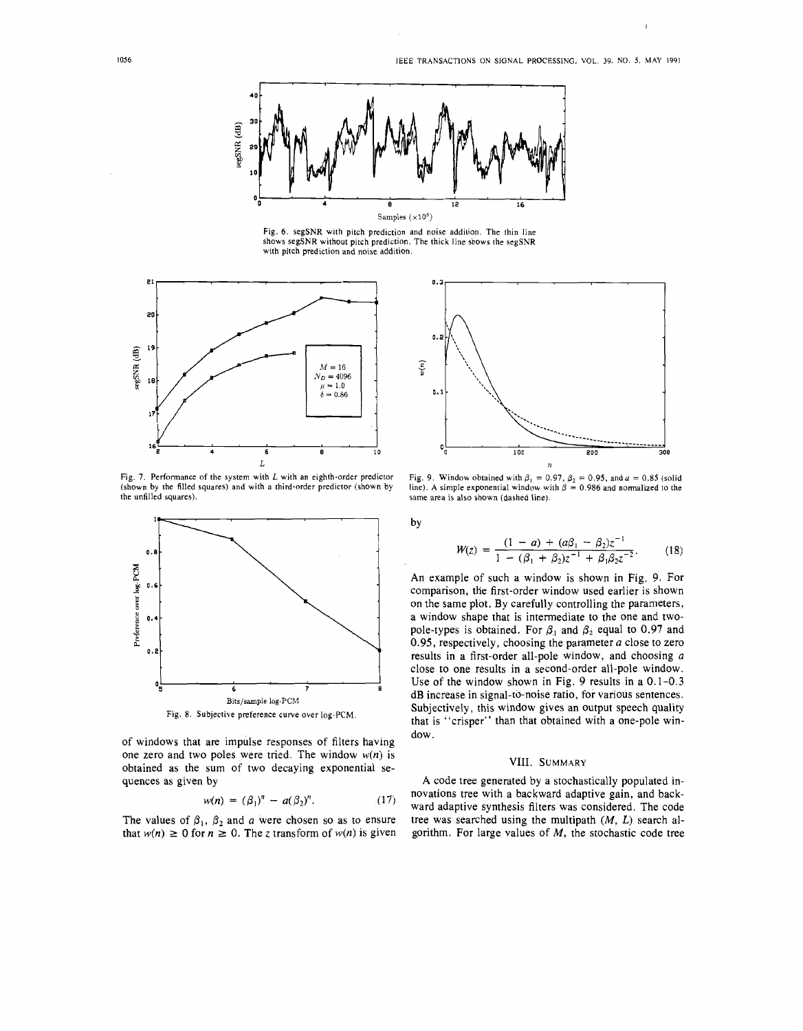Fig. 6. segSNR with pitch prediction and noise addition. The thin line shows segSNR without pitch prediction. The thick line shows the segSNR with pitch prediction and noise addition.

Fig. 7. Performance of the system with $L$ with an eighth-order predictor (shown by the filled squares) and with a third-order predictor (shown by the unfilled squares).

Fig. 8. Subjective preference curve over log-PCM.

of windows that are impulse responses of filters having one zero and two poles were tried. The window $w(n)$ is obtained as the sum of two decaying exponential sequences as given by

$$w(n) = (\beta_1)^n - a(\beta_2)^n. \tag{17}$$

The values of $\beta_1$, $\beta_2$ and $a$ were chosen so as to ensure that $w(n) \geq 0$ for $n \geq 0$. The $z$ transform of $w(n)$ is given

Fig. 9. Window obtained with $\beta_1 = 0.97$, $\beta_2 = 0.95$, and $a = 0.85$ (solid line). A simple exponential window with $\beta = 0.986$ and normalized to the same area is also shown (dashed line).

by

$$W(z) = \frac{(1 - a) + (a\beta_1 - \beta_2)z^{-1}}{1 - (\beta_1 + \beta_2)z^{-1} + \beta_1\beta_2 z^{-2}}. \tag{18}$$

An example of such a window is shown in Fig. 9. For comparison, the first-order window used earlier is shown on the same plot. By carefully controlling the parameters, a window shape that is intermediate to the one and two-pole-types is obtained. For $\beta_1$ and $\beta_2$ equal to 0.97 and 0.95, respectively, choosing the parameter $a$ close to zero results in a first-order all-pole window, and choosing $a$ close to one results in a second-order all-pole window. Use of the window shown in Fig. 9 results in a 0.1–0.3 dB increase in signal-to-noise ratio, for various sentences. Subjectively, this window gives an output speech quality that is "crisper" than that obtained with a one-pole window.

## VIII. Summary

A code tree generated by a stochastically populated innovations tree with a backward adaptive gain, and backward adaptive synthesis filters was considered. The code tree was searched using the multipath $(M, L)$ search algorithm. For large values of $M$, the stochastic code tree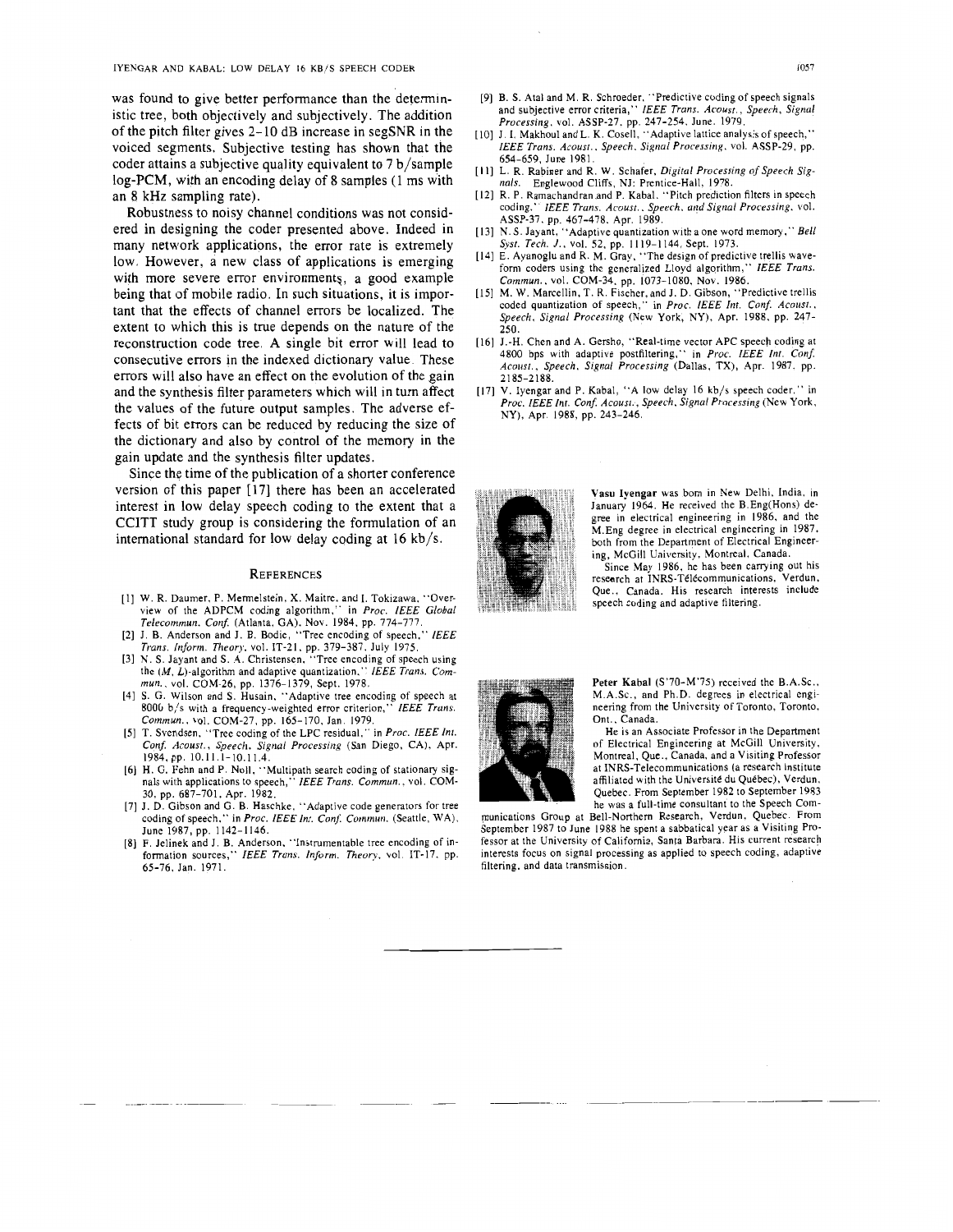was found to give better performance than the deterministic tree, both objectively and subjectively. The addition of the pitch filter gives 2–10 dB increase in segSNR in the voiced segments. Subjective testing has shown that the coder attains a subjective quality equivalent to 7 b/sample log-PCM, with an encoding delay of 8 samples (1 ms with an 8 kHz sampling rate).

Robustness to noisy channel conditions was not considered in designing the coder presented above. Indeed in many network applications, the error rate is extremely low. However, a new class of applications is emerging with more severe error environments, a good example being that of mobile radio. In such situations, it is important that the effects of channel errors be localized. The extent to which this is true depends on the nature of the reconstruction code tree. A single bit error will lead to consecutive errors in the indexed dictionary value. These errors will also have an effect on the evolution of the gain and the synthesis filter parameters which will in turn affect the values of the future output samples. The adverse effects of bit errors can be reduced by reducing the size of the dictionary and also by control of the memory in the gain update and the synthesis filter updates.

Since the time of the publication of a shorter conference version of this paper [17] there has been an accelerated interest in low delay speech coding to the extent that a CCITT study group is considering the formulation of an international standard for low delay coding at 16 kb/s.

## References

[1] W. R. Daumer, P. Mermelstein, X. Maitre, and I. Tokizawa, "Overview of the ADPCM coding algorithm," in *Proc. IEEE Global Telecommun. Conf.* (Atlanta, GA), Nov. 1984, pp. 774–777.

[2] J. B. Anderson and J. B. Bodie, "Tree encoding of speech," *IEEE Trans. Inform. Theory*, vol. IT-21, pp. 379–387, July 1975.

[3] N. S. Jayant and S. A. Christensen, "Tree encoding of speech using the (*M*, *L*)-algorithm and adaptive quantization," *IEEE Trans. Commun.*, vol. COM-26, pp. 1376–1379, Sept. 1978.

[4] S. G. Wilson and S. Husain, "Adaptive tree encoding of speech at 8000 b/s with a frequency-weighted error criterion," *IEEE Trans. Commun.*, vol. COM-27, pp. 165–170, Jan. 1979.

[5] T. Svendsen, "Tree coding of the LPC residual," in *Proc. IEEE Int. Conf. Acoust., Speech, Signal Processing* (San Diego, CA), Apr. 1984, pp. 10.11.1–10.11.4.

[6] H. G. Fehn and P. Noll, "Multipath search coding of stationary signals with applications to speech," *IEEE Trans. Commun.*, vol. COM-30, pp. 687–701, Apr. 1982.

[7] J. D. Gibson and G. B. Haschke, "Adaptive code generators for tree coding of speech," in *Proc. IEEE Int. Conf. Commun.* (Seattle, WA), June 1987, pp. 1142–1146.

[8] F. Jelinek and J. B. Anderson, "Instrumentable tree encoding of information sources," *IEEE Trans. Inform. Theory*, vol. IT-17, pp. 65–76, Jan. 1971.

[9] B. S. Atal and M. R. Schroeder, "Predictive coding of speech signals and subjective error criteria," *IEEE Trans. Acoust., Speech, Signal Processing*, vol. ASSP-27, pp. 247–254, June 1979.

[10] J. I. Makhoul and L. K. Cosell, "Adaptive lattice analysis of speech," *IEEE Trans. Acoust., Speech, Signal Processing*, vol. ASSP-29, pp. 654–659, June 1981.

[11] L. R. Rabiner and R. W. Schafer, *Digital Processing of Speech Signals*. Englewood Cliffs, NJ: Prentice-Hall, 1978.

[12] R. P. Ramachandran and P. Kabal, "Pitch prediction filters in speech coding," *IEEE Trans. Acoust., Speech, and Signal Processing*, vol. ASSP-37, pp. 467–478, Apr. 1989.

[13] N. S. Jayant, "Adaptive quantization with a one word memory," *Bell Syst. Tech. J.*, vol. 52, pp. 1119–1144, Sept. 1973.

[14] E. Ayanoglu and R. M. Gray, "The design of predictive trellis waveform coders using the generalized Lloyd algorithm," *IEEE Trans. Commun.*, vol. COM-34, pp. 1073–1080, Nov. 1986.

[15] M. W. Marcellin, T. R. Fischer, and J. D. Gibson, "Predictive trellis coded quantization of speech," in *Proc. IEEE Int. Conf. Acoust., Speech, Signal Processing* (New York, NY), Apr. 1988, pp. 247–250.

[16] J.-H. Chen and A. Gersho, "Real-time vector APC speech coding at 4800 bps with adaptive postfiltering," in *Proc. IEEE Int. Conf. Acoust., Speech, Signal Processing* (Dallas, TX), Apr. 1987, pp. 2185–2188.

[17] V. Iyengar and P. Kabal, "A low delay 16 kb/s speech coder," in *Proc. IEEE Int. Conf. Acoust., Speech, Signal Processing* (New York, NY), Apr. 1988, pp. 243–246.

**Vasu Iyengar** was born in New Delhi, India, in January 1964. He received the B.Eng(Hons) degree in electrical engineering in 1986, and the M.Eng degree in electrical engineering in 1987, both from the Department of Electrical Engineering, McGill University, Montreal, Canada.

Since May 1986, he has been carrying out his research at INRS-Télécommunications, Verdun, Que., Canada. His research interests include speech coding and adaptive filtering.

**Peter Kabal** (S'70–M'75) received the B.A.Sc., M.A.Sc., and Ph.D. degrees in electrical engineering from the University of Toronto, Toronto, Ont., Canada.

He is an Associate Professor in the Department of Electrical Engineering at McGill University, Montreal, Que., Canada, and a Visiting Professor at INRS-Telecommunications (a research institute affiliated with the Université du Québec), Verdun, Quebec. From September 1982 to September 1983 he was a full-time consultant to the Speech Communications Group at Bell-Northern Research, Verdun, Quebec. From September 1987 to June 1988 he spent a sabbatical year as a Visiting Professor at the University of California, Santa Barbara. His current research interests focus on signal processing as applied to speech coding, adaptive filtering, and data transmission.